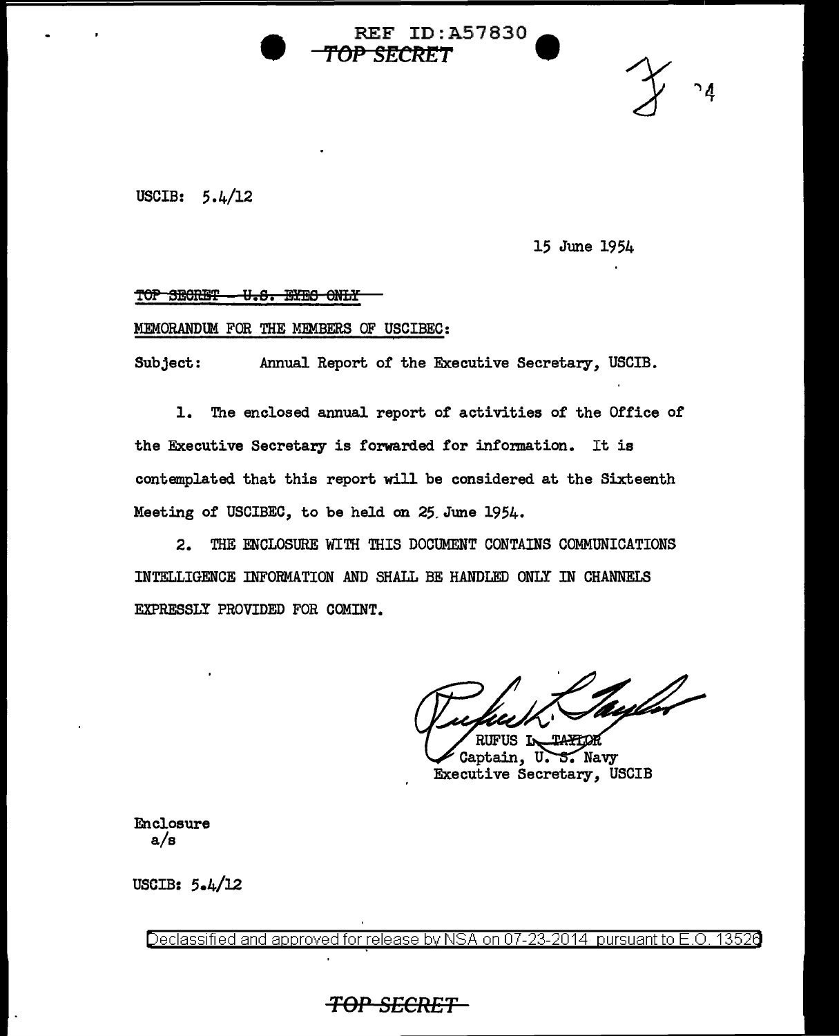REF ID:A57830

~~TOP SECRET~~

USCIB: 5.4/12

15 June 1954

~~TOP SECRET - U.S. EYES ONLY~~

MEMORANDUM FOR THE MEMBERS OF USCIBEC:

Subject: Annual Report of the Executive Secretary, USCIB.

1. The enclosed annual report of activities of the Office of the Executive Secretary is forwarded for information. It is contemplated that this report will be considered at the Sixteenth Meeting of USCIBEC, to be held on 25 June 1954.

2. THE ENCLOSURE WITH THIS DOCUMENT CONTAINS COMMUNICATIONS INTELLIGENCE INFORMATION AND SHALL BE HANDLED ONLY IN CHANNELS EXPRESSLY PROVIDED FOR COMINT.

RUFUS L. TAYLOR
Captain, U. S. Navy
Executive Secretary, USCIB

Enclosure
a/s

USCIB: 5.4/12

Declassified and approved for release by NSA on 07-23-2014 pursuant to E.O. 13526

~~TOP SECRET~~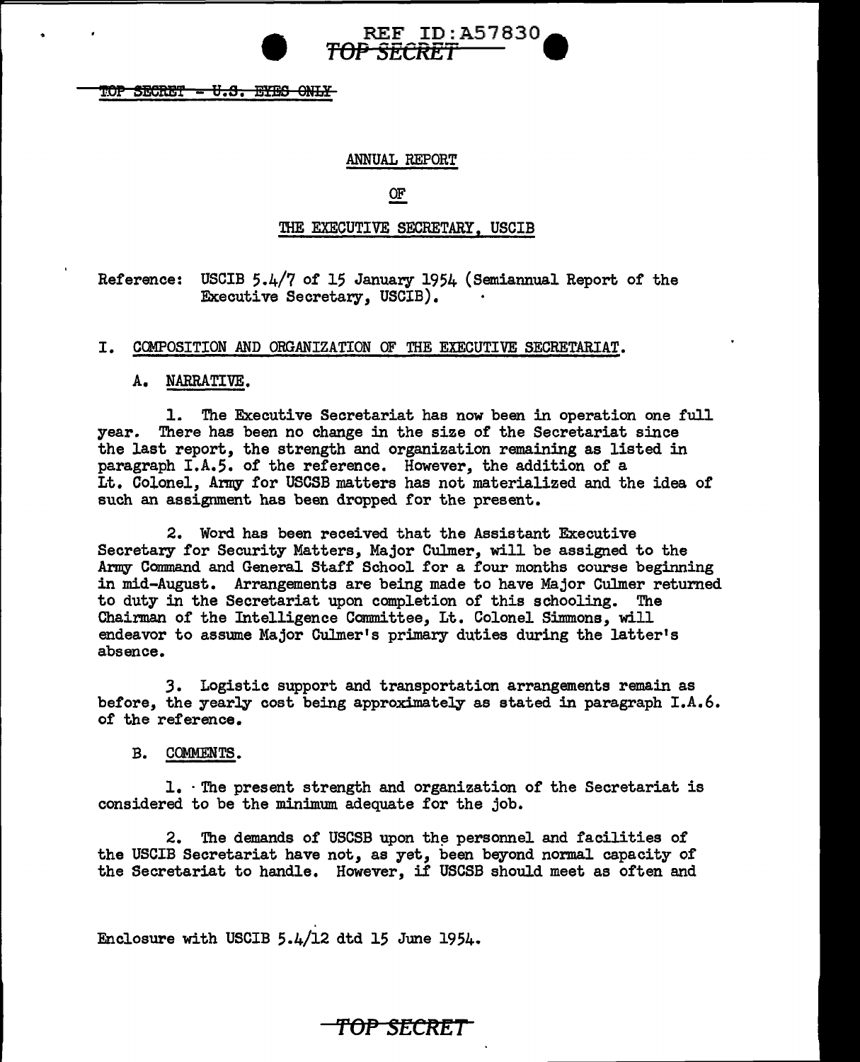REF ID:A57830
TOP SECRET

~~TOP SECRET - U.S. EYES ONLY~~

ANNUAL REPORT

OF

THE EXECUTIVE SECRETARY, USCIB

Reference: USCIB 5.4/7 of 15 January 1954 (Semiannual Report of the Executive Secretary, USCIB).

I. COMPOSITION AND ORGANIZATION OF THE EXECUTIVE SECRETARIAT.

A. NARRATIVE.

1. The Executive Secretariat has now been in operation one full year. There has been no change in the size of the Secretariat since the last report, the strength and organization remaining as listed in paragraph I.A.5. of the reference. However, the addition of a Lt. Colonel, Army for USCSB matters has not materialized and the idea of such an assignment has been dropped for the present.

2. Word has been received that the Assistant Executive Secretary for Security Matters, Major Culmer, will be assigned to the Army Command and General Staff School for a four months course beginning in mid-August. Arrangements are being made to have Major Culmer returned to duty in the Secretariat upon completion of this schooling. The Chairman of the Intelligence Committee, Lt. Colonel Simmons, will endeavor to assume Major Culmer's primary duties during the latter's absence.

3. Logistic support and transportation arrangements remain as before, the yearly cost being approximately as stated in paragraph I.A.6. of the reference.

B. COMMENTS.

1. The present strength and organization of the Secretariat is considered to be the minimum adequate for the job.

2. The demands of USCSB upon the personnel and facilities of the USCIB Secretariat have not, as yet, been beyond normal capacity of the Secretariat to handle. However, if USCSB should meet as often and

Enclosure with USCIB 5.4/12 dtd 15 June 1954.

TOP SECRET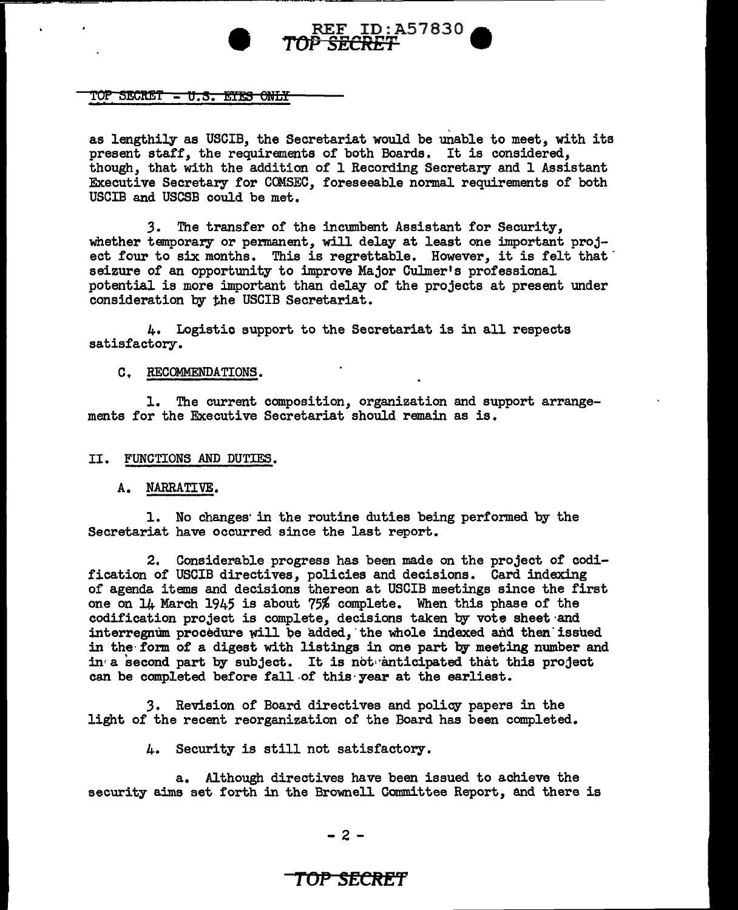TOP SECRET - U.S. EYES ONLY

as lengthily as USCIB, the Secretariat would be unable to meet, with its present staff, the requirements of both Boards. It is considered, though, that with the addition of 1 Recording Secretary and 1 Assistant Executive Secretary for COMSEC, foreseeable normal requirements of both USCIB and USCSB could be met.

3. The transfer of the incumbent Assistant for Security, whether temporary or permanent, will delay at least one important project four to six months. This is regrettable. However, it is felt that seizure of an opportunity to improve Major Culmer's professional potential is more important than delay of the projects at present under consideration by the USCIB Secretariat.

4. Logistic support to the Secretariat is in all respects satisfactory.

C. RECOMMENDATIONS.

1. The current composition, organization and support arrangements for the Executive Secretariat should remain as is.

## II. FUNCTIONS AND DUTIES.

A. NARRATIVE.

1. No changes in the routine duties being performed by the Secretariat have occurred since the last report.

2. Considerable progress has been made on the project of codification of USCIB directives, policies and decisions. Card indexing of agenda items and decisions thereon at USCIB meetings since the first one on 14 March 1945 is about 75% complete. When this phase of the codification project is complete, decisions taken by vote sheet and interregnum procedure will be added, the whole indexed and then issued in the form of a digest with listings in one part by meeting number and in a second part by subject. It is not anticipated that this project can be completed before fall of this year at the earliest.

3. Revision of Board directives and policy papers in the light of the recent reorganization of the Board has been completed.

4. Security is still not satisfactory.

a. Although directives have been issued to achieve the security aims set forth in the Brownell Committee Report, and there is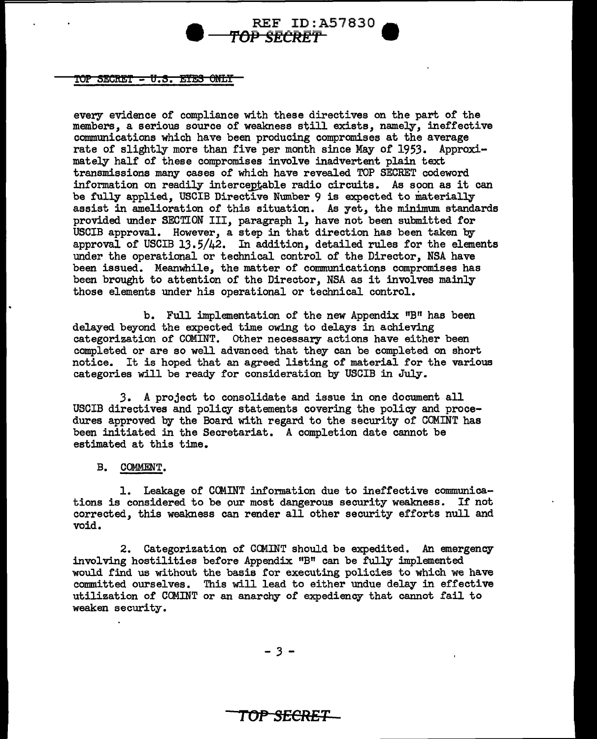every evidence of compliance with these directives on the part of the members, a serious source of weakness still exists, namely, ineffective communications which have been producing compromises at the average rate of slightly more than five per month since May of 1953. Approximately half of these compromises involve inadvertent plain text transmissions many cases of which have revealed TOP SECRET codeword information on readily interceptable radio circuits. As soon as it can be fully applied, USCIB Directive Number 9 is expected to materially assist in amelioration of this situation. As yet, the minimum standards provided under SECTION III, paragraph 1, have not been submitted for USCIB approval. However, a step in that direction has been taken by approval of USCIB 13.5/42. In addition, detailed rules for the elements under the operational or technical control of the Director, NSA have been issued. Meanwhile, the matter of communications compromises has been brought to attention of the Director, NSA as it involves mainly those elements under his operational or technical control.

b. Full implementation of the new Appendix "B" has been delayed beyond the expected time owing to delays in achieving categorization of COMINT. Other necessary actions have either been completed or are so well advanced that they can be completed on short notice. It is hoped that an agreed listing of material for the various categories will be ready for consideration by USCIB in July.

3. A project to consolidate and issue in one document all USCIB directives and policy statements covering the policy and procedures approved by the Board with regard to the security of COMINT has been initiated in the Secretariat. A completion date cannot be estimated at this time.

B. COMMENT.

1. Leakage of COMINT information due to ineffective communications is considered to be our most dangerous security weakness. If not corrected, this weakness can render all other security efforts null and void.

2. Categorization of COMINT should be expedited. An emergency involving hostilities before Appendix "B" can be fully implemented would find us without the basis for executing policies to which we have committed ourselves. This will lead to either undue delay in effective utilization of COMINT or an anarchy of expediency that cannot fail to weaken security.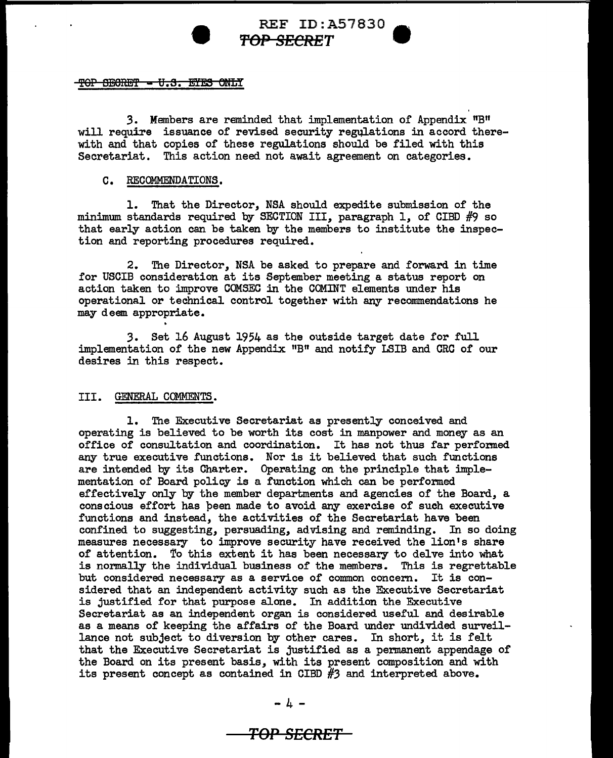~~TOP SECRET - U.S. EYES ONLY~~

3. Members are reminded that implementation of Appendix "B" will require issuance of revised security regulations in accord therewith and that copies of these regulations should be filed with this Secretariat. This action need not await agreement on categories.

C. RECOMMENDATIONS.

1. That the Director, NSA should expedite submission of the minimum standards required by SECTION III, paragraph 1, of CIBD #9 so that early action can be taken by the members to institute the inspection and reporting procedures required.

2. The Director, NSA be asked to prepare and forward in time for USCIB consideration at its September meeting a status report on action taken to improve COMSEC in the COMINT elements under his operational or technical control together with any recommendations he may deem appropriate.

3. Set 16 August 1954 as the outside target date for full implementation of the new Appendix "B" and notify LSIB and CRC of our desires in this respect.

III. GENERAL COMMENTS.

1. The Executive Secretariat as presently conceived and operating is believed to be worth its cost in manpower and money as an office of consultation and coordination. It has not thus far performed any true executive functions. Nor is it believed that such functions are intended by its Charter. Operating on the principle that implementation of Board policy is a function which can be performed effectively only by the member departments and agencies of the Board, a conscious effort has been made to avoid any exercise of such executive functions and instead, the activities of the Secretariat have been confined to suggesting, persuading, advising and reminding. In so doing measures necessary to improve security have received the lion's share of attention. To this extent it has been necessary to delve into what is normally the individual business of the members. This is regrettable but considered necessary as a service of common concern. It is considered that an independent activity such as the Executive Secretariat is justified for that purpose alone. In addition the Executive Secretariat as an independent organ is considered useful and desirable as a means of keeping the affairs of the Board under undivided surveillance not subject to diversion by other cares. In short, it is felt that the Executive Secretariat is justified as a permanent appendage of the Board on its present basis, with its present composition and with its present concept as contained in CIBD #3 and interpreted above.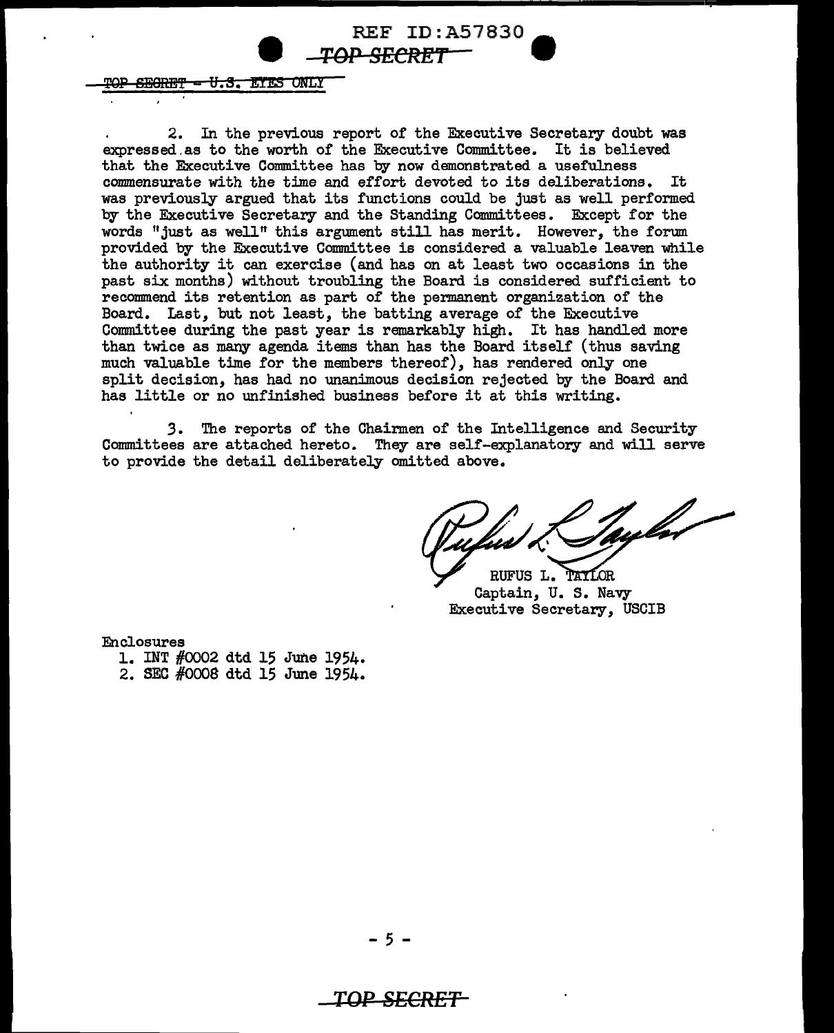2. In the previous report of the Executive Secretary doubt was expressed as to the worth of the Executive Committee. It is believed that the Executive Committee has by now demonstrated a usefulness commensurate with the time and effort devoted to its deliberations. It was previously argued that its functions could be just as well performed by the Executive Secretary and the Standing Committees. Except for the words "just as well" this argument still has merit. However, the forum provided by the Executive Committee is considered a valuable leaven while the authority it can exercise (and has on at least two occasions in the past six months) without troubling the Board is considered sufficient to recommend its retention as part of the permanent organization of the Board. Last, but not least, the batting average of the Executive Committee during the past year is remarkably high. It has handled more than twice as many agenda items than has the Board itself (thus saving much valuable time for the members thereof), has rendered only one split decision, has had no unanimous decision rejected by the Board and has little or no unfinished business before it at this writing.

3. The reports of the Chairmen of the Intelligence and Security Committees are attached hereto. They are self-explanatory and will serve to provide the detail deliberately omitted above.

RUFUS L. TAYLOR
Captain, U. S. Navy
Executive Secretary, USCIB

Enclosures
1. INT #0002 dtd 15 June 1954.
2. SEC #0008 dtd 15 June 1954.